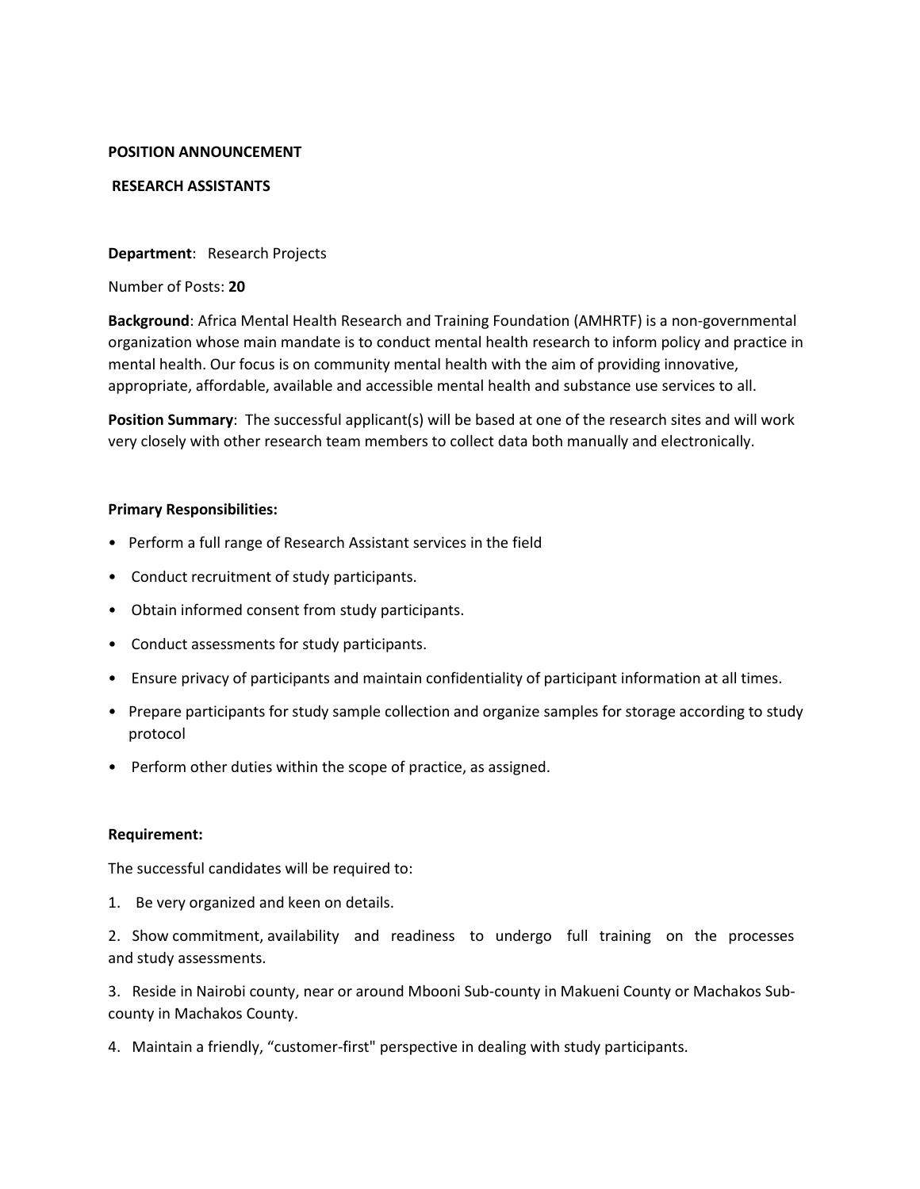**POSITION ANNOUNCEMENT**

**RESEARCH ASSISTANTS**

**Department**: Research Projects

Number of Posts: **20**

**Background**: Africa Mental Health Research and Training Foundation (AMHRTF) is a non-governmental organization whose main mandate is to conduct mental health research to inform policy and practice in mental health. Our focus is on community mental health with the aim of providing innovative, appropriate, affordable, available and accessible mental health and substance use services to all.

**Position Summary**: The successful applicant(s) will be based at one of the research sites and will work very closely with other research team members to collect data both manually and electronically.

**Primary Responsibilities:**

- Perform a full range of Research Assistant services in the field
- Conduct recruitment of study participants.
- Obtain informed consent from study participants.
- Conduct assessments for study participants.
- Ensure privacy of participants and maintain confidentiality of participant information at all times.
- Prepare participants for study sample collection and organize samples for storage according to study protocol
- Perform other duties within the scope of practice, as assigned.

**Requirement:**

The successful candidates will be required to:

1. Be very organized and keen on details.
2. Show commitment, availability and readiness to undergo full training on the processes and study assessments.
3. Reside in Nairobi county, near or around Mbooni Sub-county in Makueni County or Machakos Sub-county in Machakos County.
4. Maintain a friendly, "customer-first" perspective in dealing with study participants.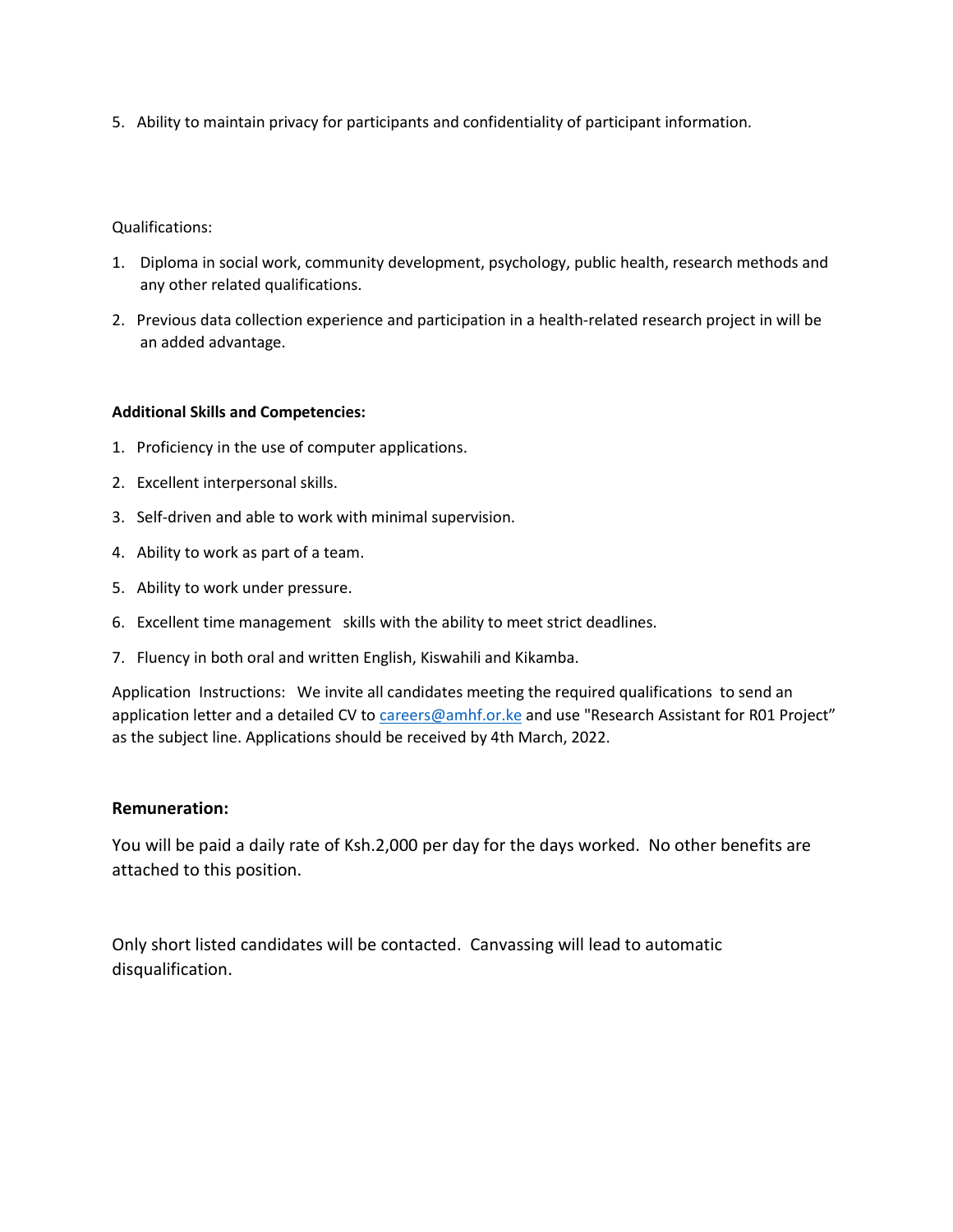5. Ability to maintain privacy for participants and confidentiality of participant information.

Qualifications:

1. Diploma in social work, community development, psychology, public health, research methods and any other related qualifications.
2. Previous data collection experience and participation in a health-related research project in will be an added advantage.

**Additional Skills and Competencies:**

1. Proficiency in the use of computer applications.
2. Excellent interpersonal skills.
3. Self-driven and able to work with minimal supervision.
4. Ability to work as part of a team.
5. Ability to work under pressure.
6. Excellent time management skills with the ability to meet strict deadlines.
7. Fluency in both oral and written English, Kiswahili and Kikamba.

Application Instructions: We invite all candidates meeting the required qualifications to send an application letter and a detailed CV to careers@amhf.or.ke and use "Research Assistant for R01 Project" as the subject line. Applications should be received by 4th March, 2022.

**Remuneration:**

You will be paid a daily rate of Ksh.2,000 per day for the days worked. No other benefits are attached to this position.

Only short listed candidates will be contacted. Canvassing will lead to automatic disqualification.